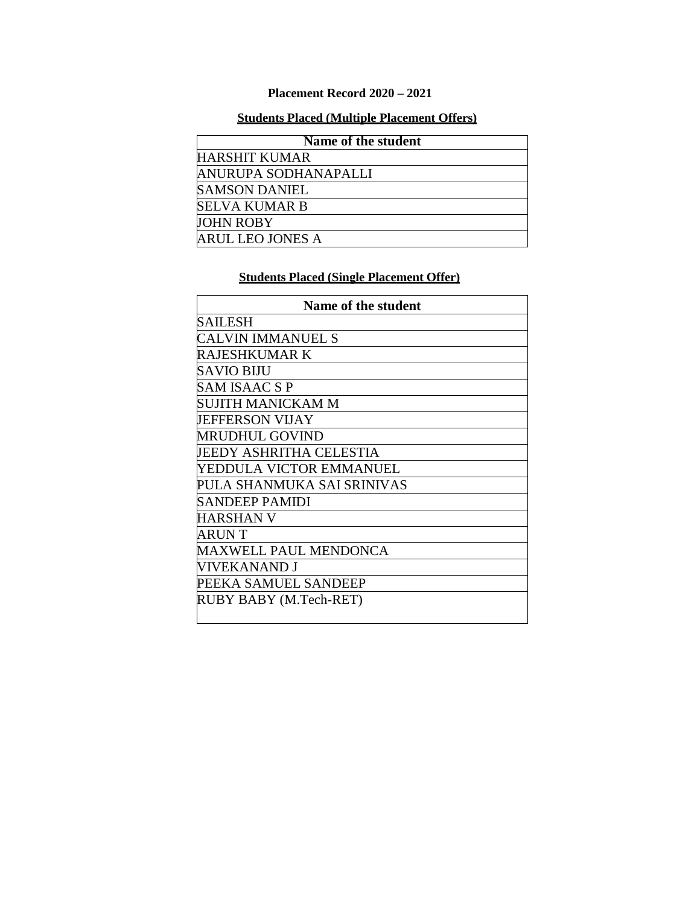# Placement Record 2020 – 2021

## Students Placed (Multiple Placement Offers)

| Name of the student |
| --- |
| HARSHIT KUMAR |
| ANURUPA SODHANAPALLI |
| SAMSON DANIEL |
| SELVA KUMAR B |
| JOHN ROBY |
| ARUL LEO JONES A |

## Students Placed (Single Placement Offer)

| Name of the student |
| --- |
| SAILESH |
| CALVIN IMMANUEL S |
| RAJESHKUMAR K |
| SAVIO BIJU |
| SAM ISAAC S P |
| SUJITH MANICKAM M |
| JEFFERSON VIJAY |
| MRUDHUL GOVIND |
| JEEDY ASHRITHA CELESTIA |
| YEDDULA VICTOR EMMANUEL |
| PULA SHANMUKA SAI SRINIVAS |
| SANDEEP PAMIDI |
| HARSHAN V |
| ARUN T |
| MAXWELL PAUL MENDONCA |
| VIVEKANAND J |
| PEEKA SAMUEL SANDEEP |
| RUBY BABY (M.Tech-RET) |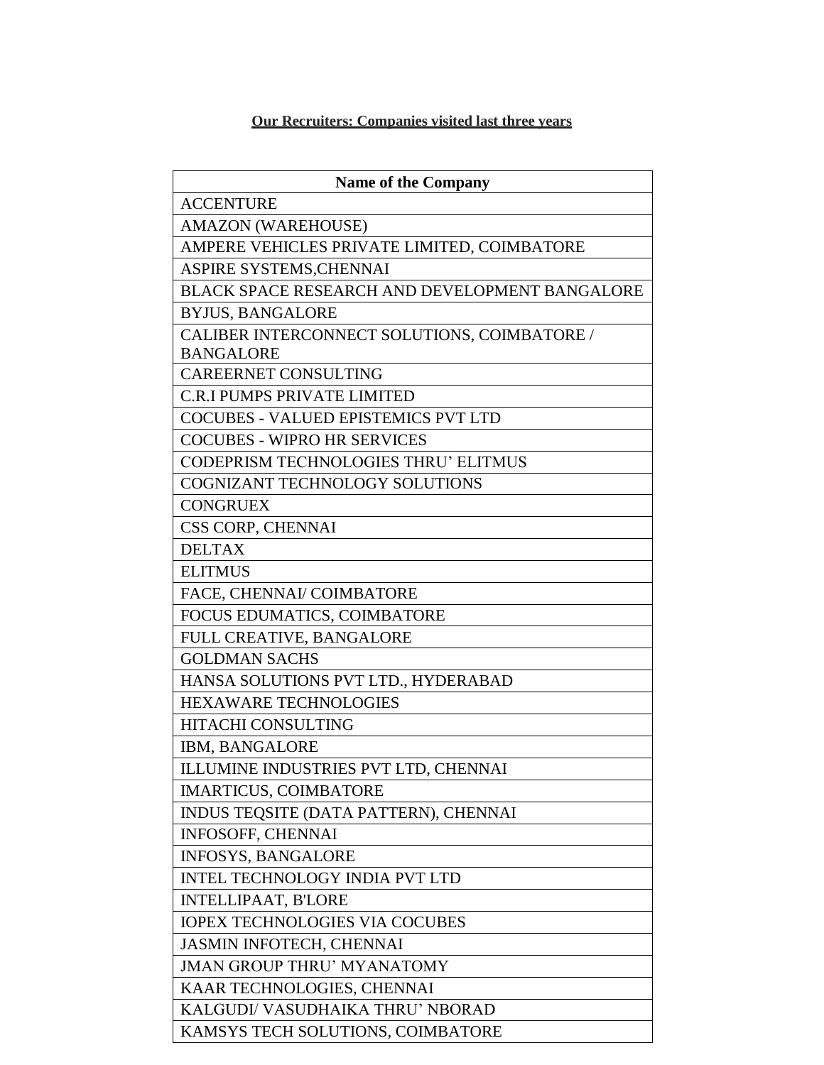**<u>Our Recruiters: Companies visited last three years</u>**

| Name of the Company |
|---|
| ACCENTURE |
| AMAZON (WAREHOUSE) |
| AMPERE VEHICLES PRIVATE LIMITED, COIMBATORE |
| ASPIRE SYSTEMS,CHENNAI |
| BLACK SPACE RESEARCH AND DEVELOPMENT BANGALORE |
| BYJUS, BANGALORE |
| CALIBER INTERCONNECT SOLUTIONS, COIMBATORE / BANGALORE |
| CAREERNET CONSULTING |
| C.R.I PUMPS PRIVATE LIMITED |
| COCUBES - VALUED EPISTEMICS PVT LTD |
| COCUBES - WIPRO HR SERVICES |
| CODEPRISM TECHNOLOGIES THRU' ELITMUS |
| COGNIZANT TECHNOLOGY SOLUTIONS |
| CONGRUEX |
| CSS CORP, CHENNAI |
| DELTAX |
| ELITMUS |
| FACE, CHENNAI/ COIMBATORE |
| FOCUS EDUMATICS, COIMBATORE |
| FULL CREATIVE, BANGALORE |
| GOLDMAN SACHS |
| HANSA SOLUTIONS PVT LTD., HYDERABAD |
| HEXAWARE TECHNOLOGIES |
| HITACHI CONSULTING |
| IBM, BANGALORE |
| ILLUMINE INDUSTRIES PVT LTD, CHENNAI |
| IMARTICUS, COIMBATORE |
| INDUS TEQSITE (DATA PATTERN), CHENNAI |
| INFOSOFF, CHENNAI |
| INFOSYS, BANGALORE |
| INTEL TECHNOLOGY INDIA PVT LTD |
| INTELLIPAAT, B'LORE |
| IOPEX TECHNOLOGIES VIA COCUBES |
| JASMIN INFOTECH, CHENNAI |
| JMAN GROUP THRU' MYANATOMY |
| KAAR TECHNOLOGIES, CHENNAI |
| KALGUDI/ VASUDHAIKA THRU' NBORAD |
| KAMSYS TECH SOLUTIONS, COIMBATORE |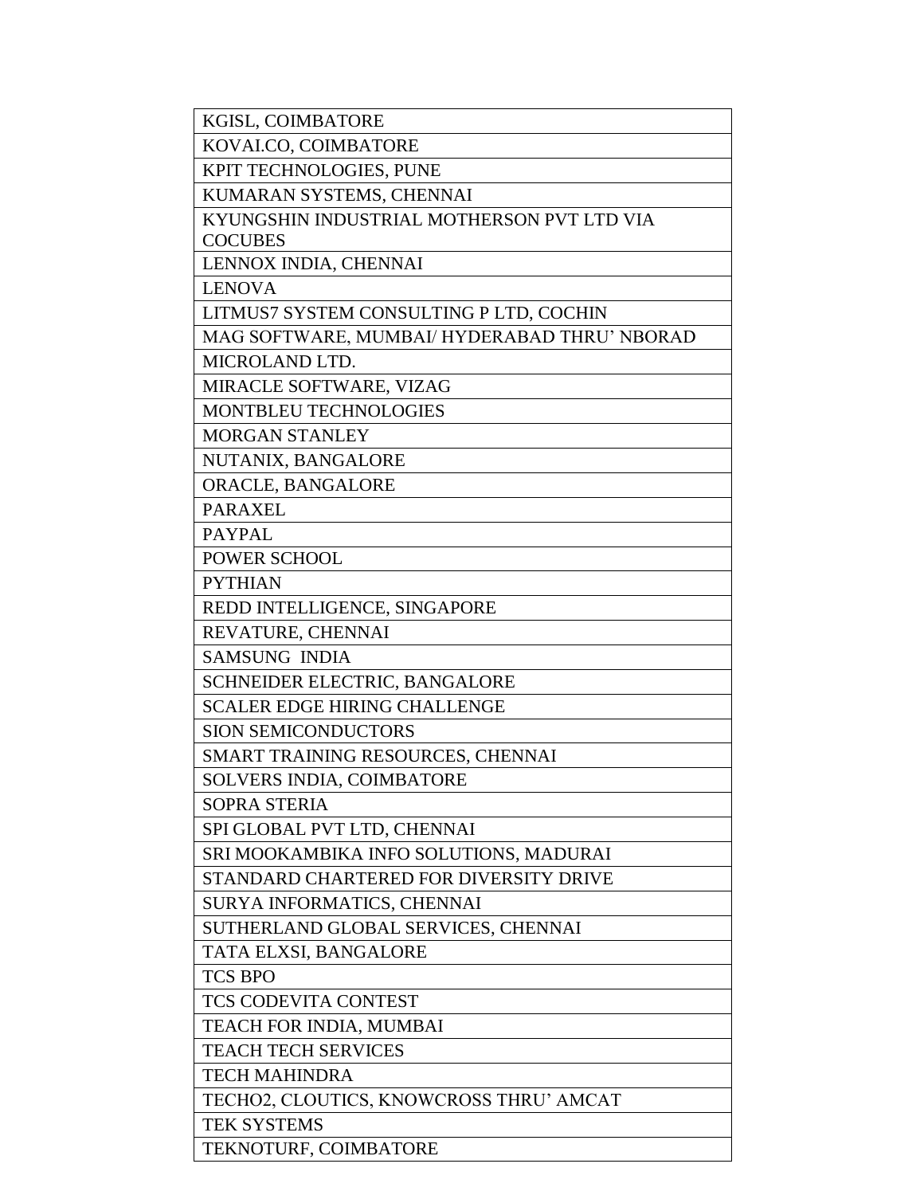| KGISL, COIMBATORE |
|---|
| KOVAI.CO, COIMBATORE |
| KPIT TECHNOLOGIES, PUNE |
| KUMARAN SYSTEMS, CHENNAI |
| KYUNGSHIN INDUSTRIAL MOTHERSON PVT LTD VIA COCUBES |
| LENNOX INDIA, CHENNAI |
| LENOVA |
| LITMUS7 SYSTEM CONSULTING P LTD, COCHIN |
| MAG SOFTWARE, MUMBAI/ HYDERABAD THRU' NBORAD |
| MICROLAND LTD. |
| MIRACLE SOFTWARE, VIZAG |
| MONTBLEU TECHNOLOGIES |
| MORGAN STANLEY |
| NUTANIX, BANGALORE |
| ORACLE, BANGALORE |
| PARAXEL |
| PAYPAL |
| POWER SCHOOL |
| PYTHIAN |
| REDD INTELLIGENCE, SINGAPORE |
| REVATURE, CHENNAI |
| SAMSUNG INDIA |
| SCHNEIDER ELECTRIC, BANGALORE |
| SCALER EDGE HIRING CHALLENGE |
| SION SEMICONDUCTORS |
| SMART TRAINING RESOURCES, CHENNAI |
| SOLVERS INDIA, COIMBATORE |
| SOPRA STERIA |
| SPI GLOBAL PVT LTD, CHENNAI |
| SRI MOOKAMBIKA INFO SOLUTIONS, MADURAI |
| STANDARD CHARTERED FOR DIVERSITY DRIVE |
| SURYA INFORMATICS, CHENNAI |
| SUTHERLAND GLOBAL SERVICES, CHENNAI |
| TATA ELXSI, BANGALORE |
| TCS BPO |
| TCS CODEVITA CONTEST |
| TEACH FOR INDIA, MUMBAI |
| TEACH TECH SERVICES |
| TECH MAHINDRA |
| TECHO2, CLOUTICS, KNOWCROSS THRU' AMCAT |
| TEK SYSTEMS |
| TEKNOTURF, COIMBATORE |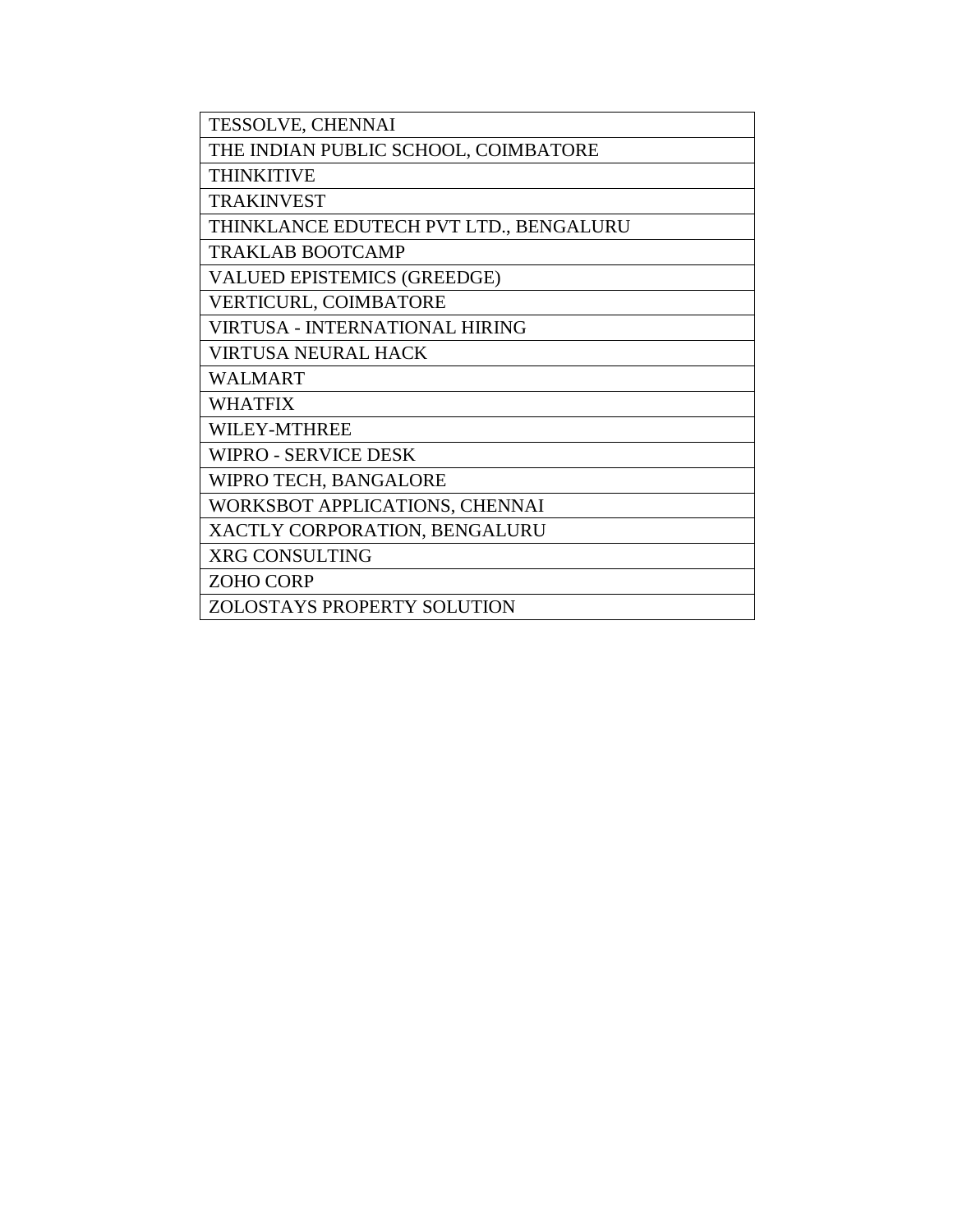| |
|---|
| TESSOLVE, CHENNAI |
| THE INDIAN PUBLIC SCHOOL, COIMBATORE |
| THINKITIVE |
| TRAKINVEST |
| THINKLANCE EDUTECH PVT LTD., BENGALURU |
| TRAKLAB BOOTCAMP |
| VALUED EPISTEMICS (GREEDGE) |
| VERTICURL, COIMBATORE |
| VIRTUSA - INTERNATIONAL HIRING |
| VIRTUSA NEURAL HACK |
| WALMART |
| WHATFIX |
| WILEY-MTHREE |
| WIPRO - SERVICE DESK |
| WIPRO TECH, BANGALORE |
| WORKSBOT APPLICATIONS, CHENNAI |
| XACTLY CORPORATION, BENGALURU |
| XRG CONSULTING |
| ZOHO CORP |
| ZOLOSTAYS PROPERTY SOLUTION |